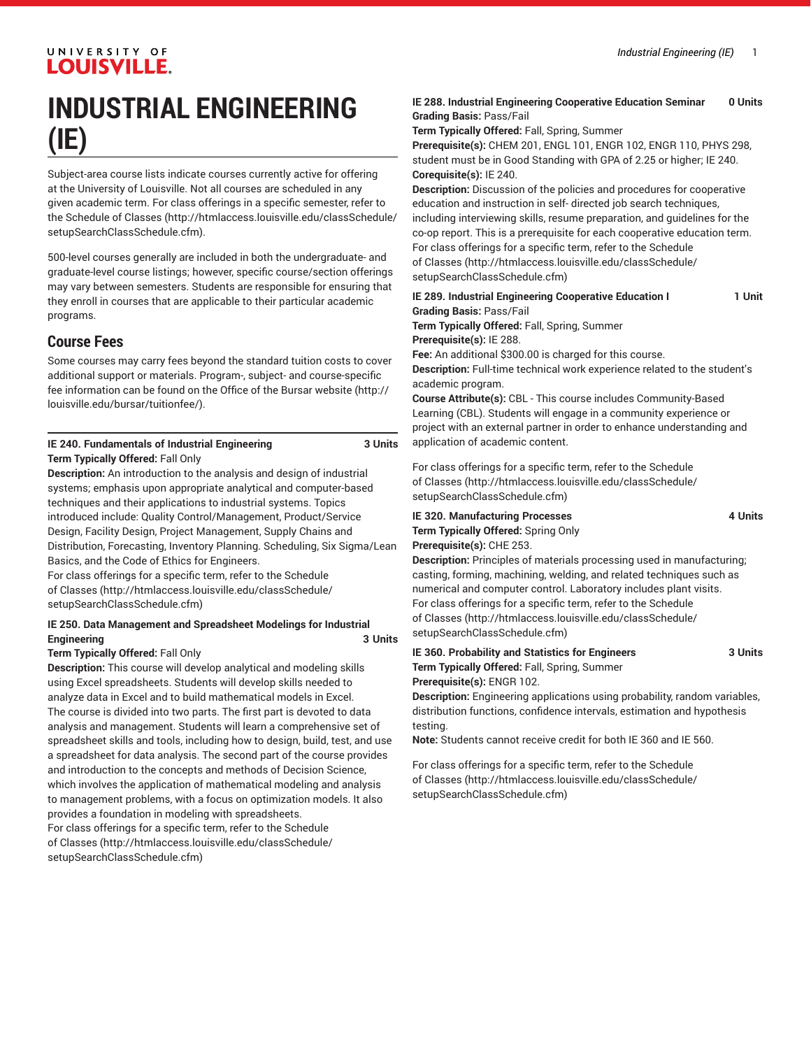# INDUSTRIAL ENGINEERING (IE)

Subject-area course lists indicate courses currently active for offering at the University of Louisville. Not all courses are scheduled in any given academic term. For class offerings in a specific semester, refer to the Schedule of Classes (http://htmlaccess.louisville.edu/classSchedule/setupSearchClassSchedule.cfm).

500-level courses generally are included in both the undergraduate- and graduate-level course listings; however, specific course/section offerings may vary between semesters. Students are responsible for ensuring that they enroll in courses that are applicable to their particular academic programs.

## Course Fees

Some courses may carry fees beyond the standard tuition costs to cover additional support or materials. Program-, subject- and course-specific fee information can be found on the Office of the Bursar website (http://louisville.edu/bursar/tuitionfee/).

---

**IE 240. Fundamentals of Industrial Engineering** **3 Units**
**Term Typically Offered:** Fall Only
**Description:** An introduction to the analysis and design of industrial systems; emphasis upon appropriate analytical and computer-based techniques and their applications to industrial systems. Topics introduced include: Quality Control/Management, Product/Service Design, Facility Design, Project Management, Supply Chains and Distribution, Forecasting, Inventory Planning. Scheduling, Six Sigma/Lean Basics, and the Code of Ethics for Engineers.
For class offerings for a specific term, refer to the Schedule of Classes (http://htmlaccess.louisville.edu/classSchedule/setupSearchClassSchedule.cfm)

**IE 250. Data Management and Spreadsheet Modelings for Industrial Engineering** **3 Units**
**Term Typically Offered:** Fall Only
**Description:** This course will develop analytical and modeling skills using Excel spreadsheets. Students will develop skills needed to analyze data in Excel and to build mathematical models in Excel. The course is divided into two parts. The first part is devoted to data analysis and management. Students will learn a comprehensive set of spreadsheet skills and tools, including how to design, build, test, and use a spreadsheet for data analysis. The second part of the course provides and introduction to the concepts and methods of Decision Science, which involves the application of mathematical modeling and analysis to management problems, with a focus on optimization models. It also provides a foundation in modeling with spreadsheets.
For class offerings for a specific term, refer to the Schedule of Classes (http://htmlaccess.louisville.edu/classSchedule/setupSearchClassSchedule.cfm)

**IE 288. Industrial Engineering Cooperative Education Seminar** **0 Units**
**Grading Basis:** Pass/Fail
**Term Typically Offered:** Fall, Spring, Summer
**Prerequisite(s):** CHEM 201, ENGL 101, ENGR 102, ENGR 110, PHYS 298, student must be in Good Standing with GPA of 2.25 or higher; IE 240.
**Corequisite(s):** IE 240.
**Description:** Discussion of the policies and procedures for cooperative education and instruction in self- directed job search techniques, including interviewing skills, resume preparation, and guidelines for the co-op report. This is a prerequisite for each cooperative education term.
For class offerings for a specific term, refer to the Schedule of Classes (http://htmlaccess.louisville.edu/classSchedule/setupSearchClassSchedule.cfm)

**IE 289. Industrial Engineering Cooperative Education I** **1 Unit**
**Grading Basis:** Pass/Fail
**Term Typically Offered:** Fall, Spring, Summer
**Prerequisite(s):** IE 288.
**Fee:** An additional $300.00 is charged for this course.
**Description:** Full-time technical work experience related to the student's academic program.
**Course Attribute(s):** CBL - This course includes Community-Based Learning (CBL). Students will engage in a community experience or project with an external partner in order to enhance understanding and application of academic content.

For class offerings for a specific term, refer to the Schedule of Classes (http://htmlaccess.louisville.edu/classSchedule/setupSearchClassSchedule.cfm)

**IE 320. Manufacturing Processes** **4 Units**
**Term Typically Offered:** Spring Only
**Prerequisite(s):** CHE 253.
**Description:** Principles of materials processing used in manufacturing; casting, forming, machining, welding, and related techniques such as numerical and computer control. Laboratory includes plant visits.
For class offerings for a specific term, refer to the Schedule of Classes (http://htmlaccess.louisville.edu/classSchedule/setupSearchClassSchedule.cfm)

**IE 360. Probability and Statistics for Engineers** **3 Units**
**Term Typically Offered:** Fall, Spring, Summer
**Prerequisite(s):** ENGR 102.
**Description:** Engineering applications using probability, random variables, distribution functions, confidence intervals, estimation and hypothesis testing.
**Note:** Students cannot receive credit for both IE 360 and IE 560.

For class offerings for a specific term, refer to the Schedule of Classes (http://htmlaccess.louisville.edu/classSchedule/setupSearchClassSchedule.cfm)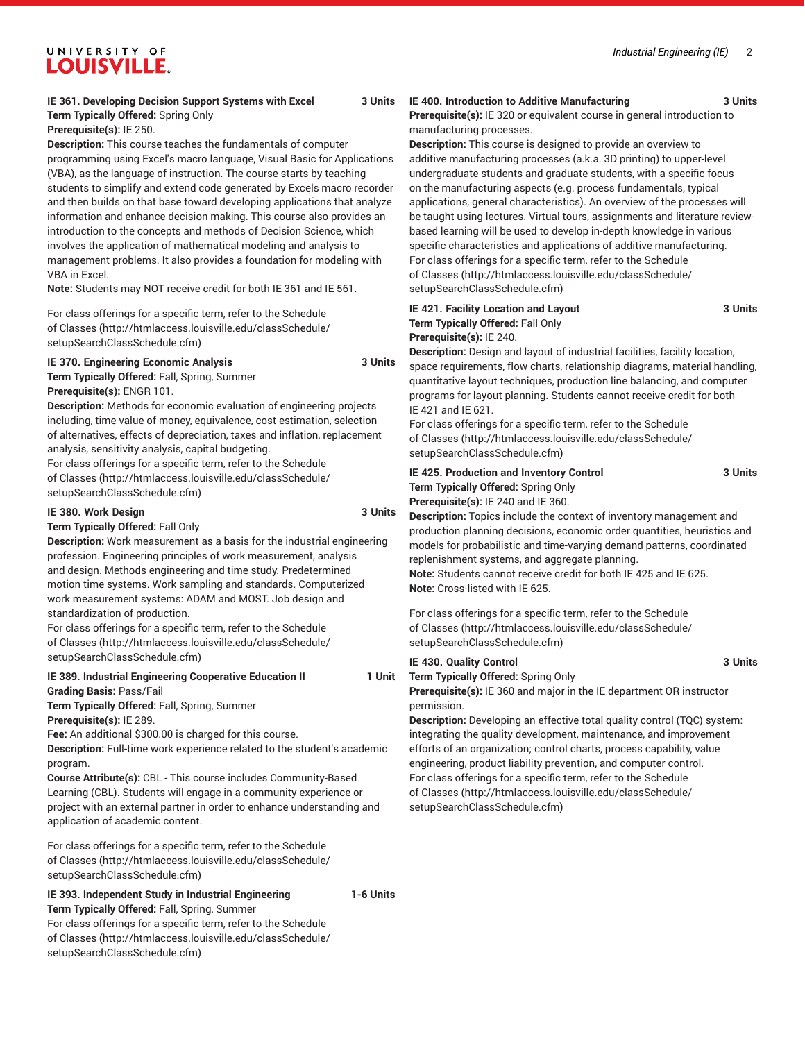**IE 361. Developing Decision Support Systems with Excel** 3 Units

**Term Typically Offered:** Spring Only

**Prerequisite(s):** IE 250.

**Description:** This course teaches the fundamentals of computer programming using Excel's macro language, Visual Basic for Applications (VBA), as the language of instruction. The course starts by teaching students to simplify and extend code generated by Excels macro recorder and then builds on that base toward developing applications that analyze information and enhance decision making. This course also provides an introduction to the concepts and methods of Decision Science, which involves the application of mathematical modeling and analysis to management problems. It also provides a foundation for modeling with VBA in Excel.

**Note:** Students may NOT receive credit for both IE 361 and IE 561.

For class offerings for a specific term, refer to the Schedule of Classes (http://htmlaccess.louisville.edu/classSchedule/setupSearchClassSchedule.cfm)

**IE 370. Engineering Economic Analysis** 3 Units

**Term Typically Offered:** Fall, Spring, Summer

**Prerequisite(s):** ENGR 101.

**Description:** Methods for economic evaluation of engineering projects including, time value of money, equivalence, cost estimation, selection of alternatives, effects of depreciation, taxes and inflation, replacement analysis, sensitivity analysis, capital budgeting.

For class offerings for a specific term, refer to the Schedule of Classes (http://htmlaccess.louisville.edu/classSchedule/setupSearchClassSchedule.cfm)

**IE 380. Work Design** 3 Units

**Term Typically Offered:** Fall Only

**Description:** Work measurement as a basis for the industrial engineering profession. Engineering principles of work measurement, analysis and design. Methods engineering and time study. Predetermined motion time systems. Work sampling and standards. Computerized work measurement systems: ADAM and MOST. Job design and standardization of production.

For class offerings for a specific term, refer to the Schedule of Classes (http://htmlaccess.louisville.edu/classSchedule/setupSearchClassSchedule.cfm)

**IE 389. Industrial Engineering Cooperative Education II** 1 Unit

**Grading Basis:** Pass/Fail

**Term Typically Offered:** Fall, Spring, Summer

**Prerequisite(s):** IE 289.

**Fee:** An additional $300.00 is charged for this course.

**Description:** Full-time work experience related to the student's academic program.

**Course Attribute(s):** CBL - This course includes Community-Based Learning (CBL). Students will engage in a community experience or project with an external partner in order to enhance understanding and application of academic content.

For class offerings for a specific term, refer to the Schedule of Classes (http://htmlaccess.louisville.edu/classSchedule/setupSearchClassSchedule.cfm)

**IE 393. Independent Study in Industrial Engineering** 1-6 Units

**Term Typically Offered:** Fall, Spring, Summer

For class offerings for a specific term, refer to the Schedule of Classes (http://htmlaccess.louisville.edu/classSchedule/setupSearchClassSchedule.cfm)

**IE 400. Introduction to Additive Manufacturing** 3 Units

**Prerequisite(s):** IE 320 or equivalent course in general introduction to manufacturing processes.

**Description:** This course is designed to provide an overview to additive manufacturing processes (a.k.a. 3D printing) to upper-level undergraduate students and graduate students, with a specific focus on the manufacturing aspects (e.g. process fundamentals, typical applications, general characteristics). An overview of the processes will be taught using lectures. Virtual tours, assignments and literature review-based learning will be used to develop in-depth knowledge in various specific characteristics and applications of additive manufacturing.

For class offerings for a specific term, refer to the Schedule of Classes (http://htmlaccess.louisville.edu/classSchedule/setupSearchClassSchedule.cfm)

**IE 421. Facility Location and Layout** 3 Units

**Term Typically Offered:** Fall Only

**Prerequisite(s):** IE 240.

**Description:** Design and layout of industrial facilities, facility location, space requirements, flow charts, relationship diagrams, material handling, quantitative layout techniques, production line balancing, and computer programs for layout planning. Students cannot receive credit for both IE 421 and IE 621.

For class offerings for a specific term, refer to the Schedule of Classes (http://htmlaccess.louisville.edu/classSchedule/setupSearchClassSchedule.cfm)

**IE 425. Production and Inventory Control** 3 Units

**Term Typically Offered:** Spring Only

**Prerequisite(s):** IE 240 and IE 360.

**Description:** Topics include the context of inventory management and production planning decisions, economic order quantities, heuristics and models for probabilistic and time-varying demand patterns, coordinated replenishment systems, and aggregate planning.

**Note:** Students cannot receive credit for both IE 425 and IE 625.

**Note:** Cross-listed with IE 625.

For class offerings for a specific term, refer to the Schedule of Classes (http://htmlaccess.louisville.edu/classSchedule/setupSearchClassSchedule.cfm)

**IE 430. Quality Control** 3 Units

**Term Typically Offered:** Spring Only

**Prerequisite(s):** IE 360 and major in the IE department OR instructor permission.

**Description:** Developing an effective total quality control (TQC) system: integrating the quality development, maintenance, and improvement efforts of an organization; control charts, process capability, value engineering, product liability prevention, and computer control.

For class offerings for a specific term, refer to the Schedule of Classes (http://htmlaccess.louisville.edu/classSchedule/setupSearchClassSchedule.cfm)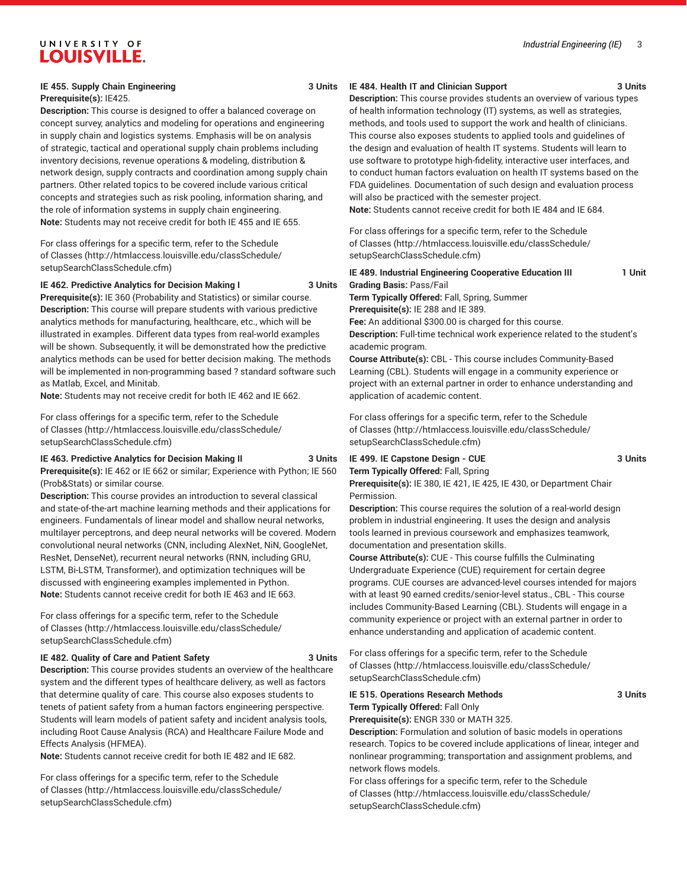### IE 455. Supply Chain Engineering 3 Units

**Prerequisite(s):** IE425.

**Description:** This course is designed to offer a balanced coverage on concept survey, analytics and modeling for operations and engineering in supply chain and logistics systems. Emphasis will be on analysis of strategic, tactical and operational supply chain problems including inventory decisions, revenue operations & modeling, distribution & network design, supply contracts and coordination among supply chain partners. Other related topics to be covered include various critical concepts and strategies such as risk pooling, information sharing, and the role of information systems in supply chain engineering.

**Note:** Students may not receive credit for both IE 455 and IE 655.

For class offerings for a specific term, refer to the Schedule of Classes (http://htmlaccess.louisville.edu/classSchedule/setupSearchClassSchedule.cfm)

### IE 462. Predictive Analytics for Decision Making I 3 Units

**Prerequisite(s):** IE 360 (Probability and Statistics) or similar course.

**Description:** This course will prepare students with various predictive analytics methods for manufacturing, healthcare, etc., which will be illustrated in examples. Different data types from real-world examples will be shown. Subsequently, it will be demonstrated how the predictive analytics methods can be used for better decision making. The methods will be implemented in non-programming based ? standard software such as Matlab, Excel, and Minitab.

**Note:** Students may not receive credit for both IE 462 and IE 662.

For class offerings for a specific term, refer to the Schedule of Classes (http://htmlaccess.louisville.edu/classSchedule/setupSearchClassSchedule.cfm)

### IE 463. Predictive Analytics for Decision Making II 3 Units

**Prerequisite(s):** IE 462 or IE 662 or similar; Experience with Python; IE 560 (Prob&Stats) or similar course.

**Description:** This course provides an introduction to several classical and state-of-the-art machine learning methods and their applications for engineers. Fundamentals of linear model and shallow neural networks, multilayer perceptrons, and deep neural networks will be covered. Modern convolutional neural networks (CNN, including AlexNet, NiN, GoogleNet, ResNet, DenseNet), recurrent neural networks (RNN, including GRU, LSTM, Bi-LSTM, Transformer), and optimization techniques will be discussed with engineering examples implemented in Python.

**Note:** Students cannot receive credit for both IE 463 and IE 663.

For class offerings for a specific term, refer to the Schedule of Classes (http://htmlaccess.louisville.edu/classSchedule/setupSearchClassSchedule.cfm)

### IE 482. Quality of Care and Patient Safety 3 Units

**Description:** This course provides students an overview of the healthcare system and the different types of healthcare delivery, as well as factors that determine quality of care. This course also exposes students to tenets of patient safety from a human factors engineering perspective. Students will learn models of patient safety and incident analysis tools, including Root Cause Analysis (RCA) and Healthcare Failure Mode and Effects Analysis (HFMEA).

**Note:** Students cannot receive credit for both IE 482 and IE 682.

For class offerings for a specific term, refer to the Schedule of Classes (http://htmlaccess.louisville.edu/classSchedule/setupSearchClassSchedule.cfm)

### IE 484. Health IT and Clinician Support 3 Units

**Description:** This course provides students an overview of various types of health information technology (IT) systems, as well as strategies, methods, and tools used to support the work and health of clinicians. This course also exposes students to applied tools and guidelines of the design and evaluation of health IT systems. Students will learn to use software to prototype high-fidelity, interactive user interfaces, and to conduct human factors evaluation on health IT systems based on the FDA guidelines. Documentation of such design and evaluation process will also be practiced with the semester project.

**Note:** Students cannot receive credit for both IE 484 and IE 684.

For class offerings for a specific term, refer to the Schedule of Classes (http://htmlaccess.louisville.edu/classSchedule/setupSearchClassSchedule.cfm)

### IE 489. Industrial Engineering Cooperative Education III 1 Unit

**Grading Basis:** Pass/Fail

**Term Typically Offered:** Fall, Spring, Summer

**Prerequisite(s):** IE 288 and IE 389.

**Fee:** An additional $300.00 is charged for this course.

**Description:** Full-time technical work experience related to the student's academic program.

**Course Attribute(s):** CBL - This course includes Community-Based Learning (CBL). Students will engage in a community experience or project with an external partner in order to enhance understanding and application of academic content.

For class offerings for a specific term, refer to the Schedule of Classes (http://htmlaccess.louisville.edu/classSchedule/setupSearchClassSchedule.cfm)

### IE 499. IE Capstone Design - CUE 3 Units

**Term Typically Offered:** Fall, Spring

**Prerequisite(s):** IE 380, IE 421, IE 425, IE 430, or Department Chair Permission.

**Description:** This course requires the solution of a real-world design problem in industrial engineering. It uses the design and analysis tools learned in previous coursework and emphasizes teamwork, documentation and presentation skills.

**Course Attribute(s):** CUE - This course fulfills the Culminating Undergraduate Experience (CUE) requirement for certain degree programs. CUE courses are advanced-level courses intended for majors with at least 90 earned credits/senior-level status., CBL - This course includes Community-Based Learning (CBL). Students will engage in a community experience or project with an external partner in order to enhance understanding and application of academic content.

For class offerings for a specific term, refer to the Schedule of Classes (http://htmlaccess.louisville.edu/classSchedule/setupSearchClassSchedule.cfm)

### IE 515. Operations Research Methods 3 Units

**Term Typically Offered:** Fall Only

**Prerequisite(s):** ENGR 330 or MATH 325.

**Description:** Formulation and solution of basic models in operations research. Topics to be covered include applications of linear, integer and nonlinear programming; transportation and assignment problems, and network flows models.

For class offerings for a specific term, refer to the Schedule of Classes (http://htmlaccess.louisville.edu/classSchedule/setupSearchClassSchedule.cfm)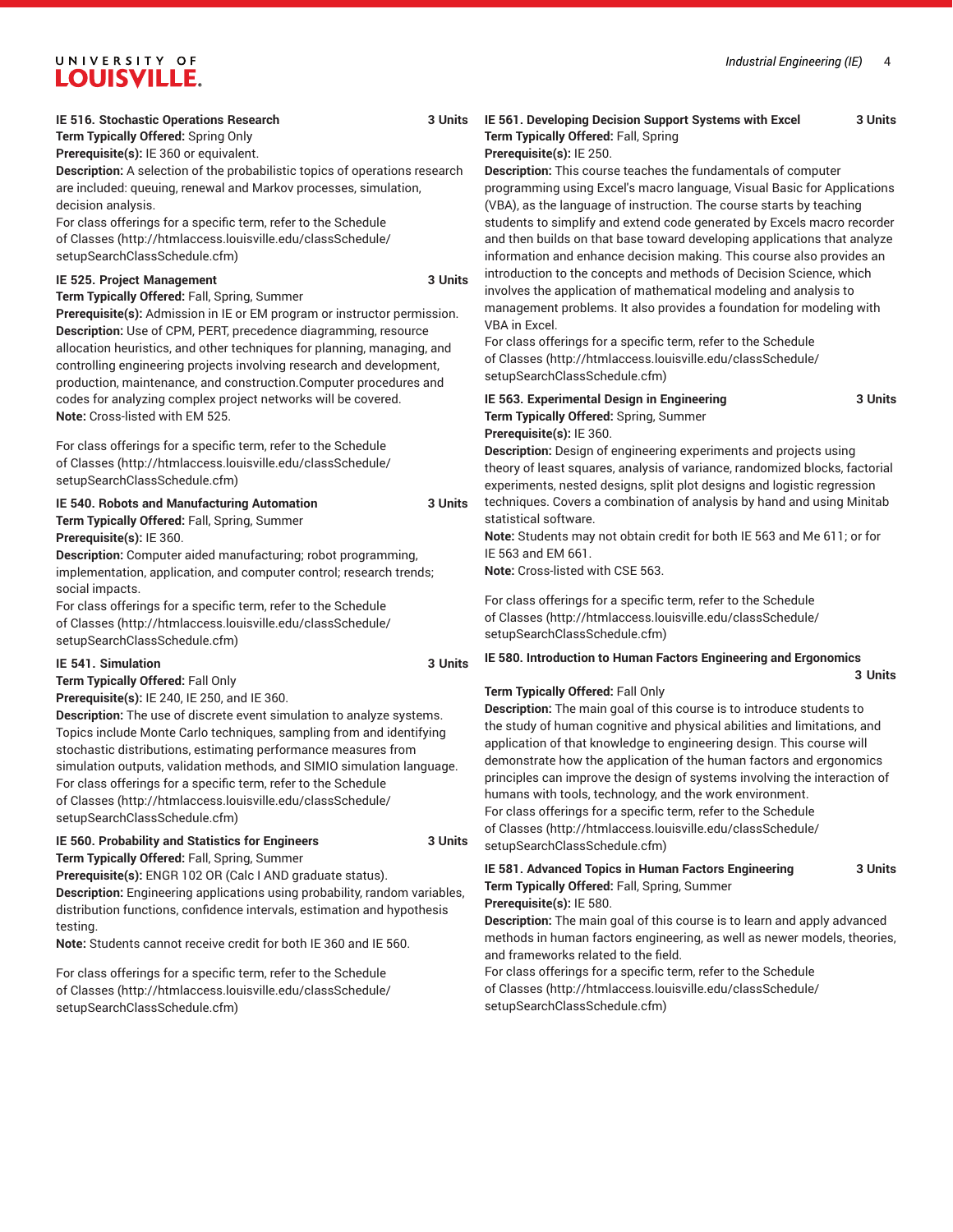**IE 516. Stochastic Operations Research 3 Units**

**Term Typically Offered:** Spring Only

**Prerequisite(s):** IE 360 or equivalent.

**Description:** A selection of the probabilistic topics of operations research are included: queuing, renewal and Markov processes, simulation, decision analysis.

For class offerings for a specific term, refer to the Schedule of Classes (http://htmlaccess.louisville.edu/classSchedule/setupSearchClassSchedule.cfm)

**IE 525. Project Management 3 Units**

**Term Typically Offered:** Fall, Spring, Summer

**Prerequisite(s):** Admission in IE or EM program or instructor permission.

**Description:** Use of CPM, PERT, precedence diagramming, resource allocation heuristics, and other techniques for planning, managing, and controlling engineering projects involving research and development, production, maintenance, and construction.Computer procedures and codes for analyzing complex project networks will be covered.

**Note:** Cross-listed with EM 525.

For class offerings for a specific term, refer to the Schedule of Classes (http://htmlaccess.louisville.edu/classSchedule/setupSearchClassSchedule.cfm)

**IE 540. Robots and Manufacturing Automation 3 Units**

**Term Typically Offered:** Fall, Spring, Summer

**Prerequisite(s):** IE 360.

**Description:** Computer aided manufacturing; robot programming, implementation, application, and computer control; research trends; social impacts.

For class offerings for a specific term, refer to the Schedule of Classes (http://htmlaccess.louisville.edu/classSchedule/setupSearchClassSchedule.cfm)

**IE 541. Simulation 3 Units**

**Term Typically Offered:** Fall Only

**Prerequisite(s):** IE 240, IE 250, and IE 360.

**Description:** The use of discrete event simulation to analyze systems. Topics include Monte Carlo techniques, sampling from and identifying stochastic distributions, estimating performance measures from simulation outputs, validation methods, and SIMIO simulation language.

For class offerings for a specific term, refer to the Schedule of Classes (http://htmlaccess.louisville.edu/classSchedule/setupSearchClassSchedule.cfm)

**IE 560. Probability and Statistics for Engineers 3 Units**

**Term Typically Offered:** Fall, Spring, Summer

**Prerequisite(s):** ENGR 102 OR (Calc I AND graduate status).

**Description:** Engineering applications using probability, random variables, distribution functions, confidence intervals, estimation and hypothesis testing.

**Note:** Students cannot receive credit for both IE 360 and IE 560.

For class offerings for a specific term, refer to the Schedule of Classes (http://htmlaccess.louisville.edu/classSchedule/setupSearchClassSchedule.cfm)

**IE 561. Developing Decision Support Systems with Excel 3 Units**

**Term Typically Offered:** Fall, Spring

**Prerequisite(s):** IE 250.

**Description:** This course teaches the fundamentals of computer programming using Excel's macro language, Visual Basic for Applications (VBA), as the language of instruction. The course starts by teaching students to simplify and extend code generated by Excels macro recorder and then builds on that base toward developing applications that analyze information and enhance decision making. This course also provides an introduction to the concepts and methods of Decision Science, which involves the application of mathematical modeling and analysis to management problems. It also provides a foundation for modeling with VBA in Excel.

For class offerings for a specific term, refer to the Schedule of Classes (http://htmlaccess.louisville.edu/classSchedule/setupSearchClassSchedule.cfm)

**IE 563. Experimental Design in Engineering 3 Units**

**Term Typically Offered:** Spring, Summer

**Prerequisite(s):** IE 360.

**Description:** Design of engineering experiments and projects using theory of least squares, analysis of variance, randomized blocks, factorial experiments, nested designs, split plot designs and logistic regression techniques. Covers a combination of analysis by hand and using Minitab statistical software.

**Note:** Students may not obtain credit for both IE 563 and Me 611; or for IE 563 and EM 661.

**Note:** Cross-listed with CSE 563.

For class offerings for a specific term, refer to the Schedule of Classes (http://htmlaccess.louisville.edu/classSchedule/setupSearchClassSchedule.cfm)

**IE 580. Introduction to Human Factors Engineering and Ergonomics 3 Units**

**Term Typically Offered:** Fall Only

**Description:** The main goal of this course is to introduce students to the study of human cognitive and physical abilities and limitations, and application of that knowledge to engineering design. This course will demonstrate how the application of the human factors and ergonomics principles can improve the design of systems involving the interaction of humans with tools, technology, and the work environment.

For class offerings for a specific term, refer to the Schedule of Classes (http://htmlaccess.louisville.edu/classSchedule/setupSearchClassSchedule.cfm)

**IE 581. Advanced Topics in Human Factors Engineering 3 Units**

**Term Typically Offered:** Fall, Spring, Summer

**Prerequisite(s):** IE 580.

**Description:** The main goal of this course is to learn and apply advanced methods in human factors engineering, as well as newer models, theories, and frameworks related to the field.

For class offerings for a specific term, refer to the Schedule of Classes (http://htmlaccess.louisville.edu/classSchedule/setupSearchClassSchedule.cfm)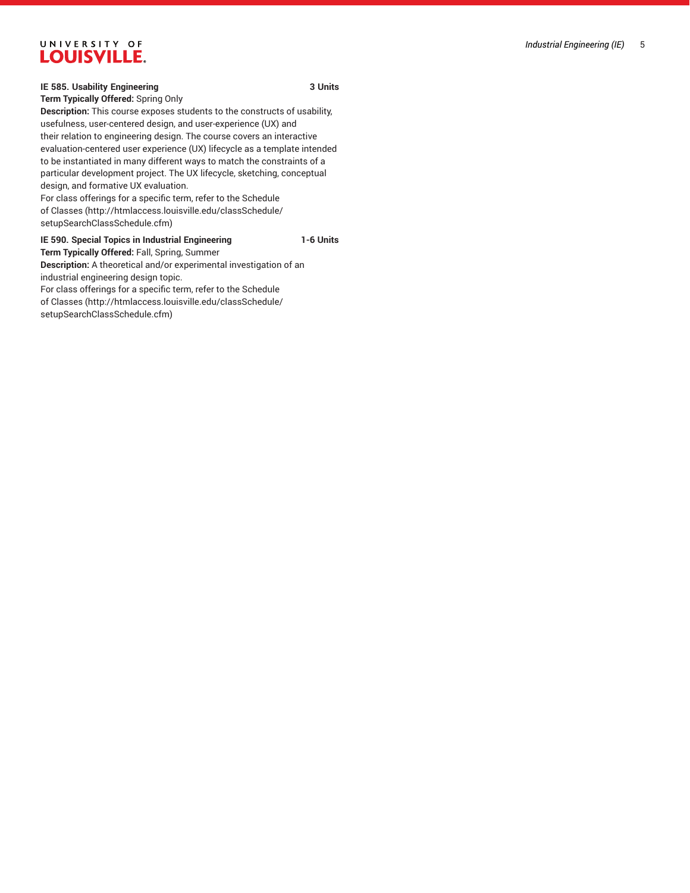**IE 585. Usability Engineering** **3 Units**

**Term Typically Offered:** Spring Only

**Description:** This course exposes students to the constructs of usability, usefulness, user-centered design, and user-experience (UX) and their relation to engineering design. The course covers an interactive evaluation-centered user experience (UX) lifecycle as a template intended to be instantiated in many different ways to match the constraints of a particular development project. The UX lifecycle, sketching, conceptual design, and formative UX evaluation.

For class offerings for a specific term, refer to the Schedule of Classes (http://htmlaccess.louisville.edu/classSchedule/setupSearchClassSchedule.cfm)

**IE 590. Special Topics in Industrial Engineering** **1-6 Units**

**Term Typically Offered:** Fall, Spring, Summer

**Description:** A theoretical and/or experimental investigation of an industrial engineering design topic.

For class offerings for a specific term, refer to the Schedule of Classes (http://htmlaccess.louisville.edu/classSchedule/setupSearchClassSchedule.cfm)